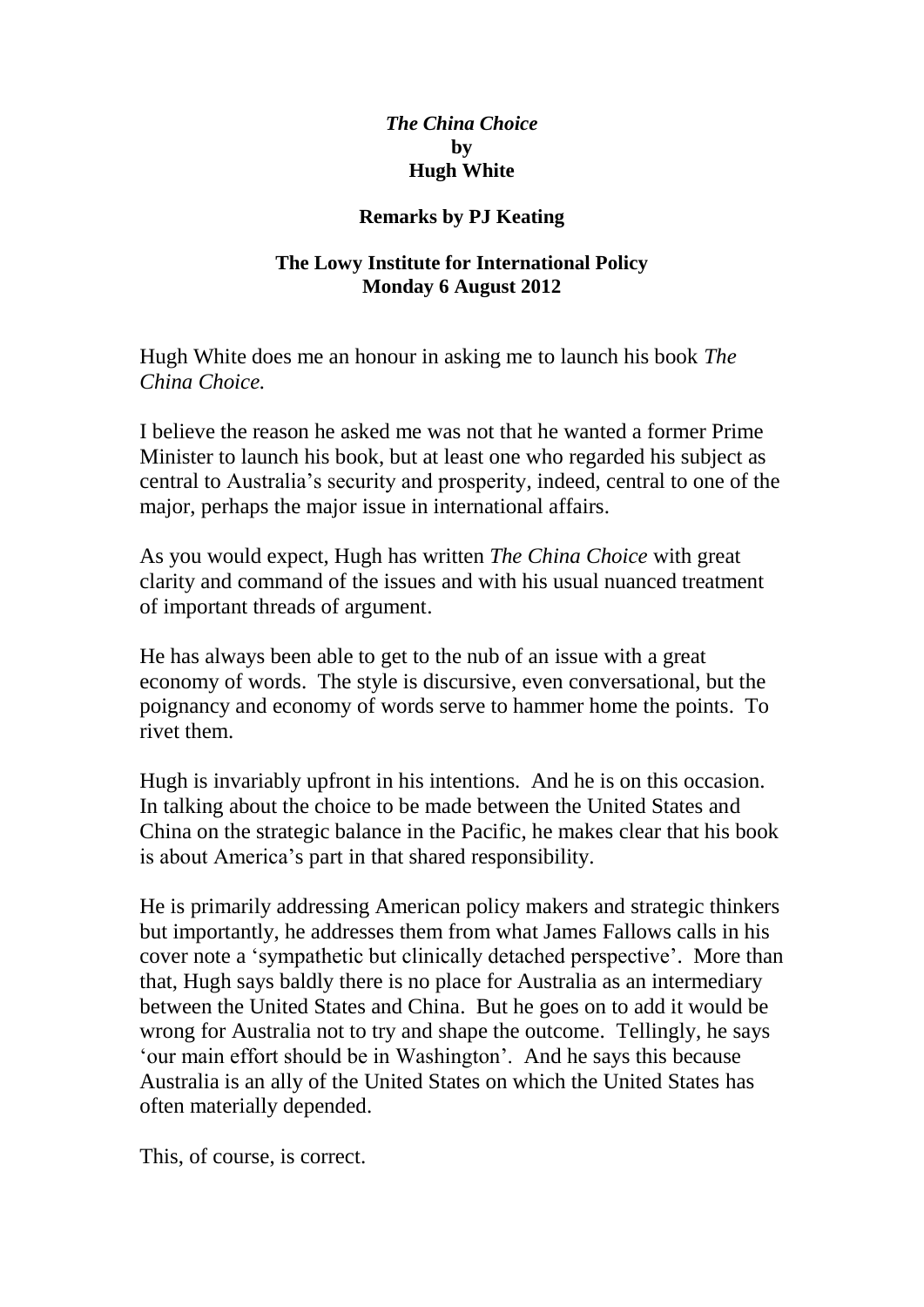***The China Choice***
**by**
**Hugh White**

**Remarks by PJ Keating**

**The Lowy Institute for International Policy**
**Monday 6 August 2012**

Hugh White does me an honour in asking me to launch his book *The China Choice.*

I believe the reason he asked me was not that he wanted a former Prime Minister to launch his book, but at least one who regarded his subject as central to Australia's security and prosperity, indeed, central to one of the major, perhaps the major issue in international affairs.

As you would expect, Hugh has written *The China Choice* with great clarity and command of the issues and with his usual nuanced treatment of important threads of argument.

He has always been able to get to the nub of an issue with a great economy of words. The style is discursive, even conversational, but the poignancy and economy of words serve to hammer home the points. To rivet them.

Hugh is invariably upfront in his intentions. And he is on this occasion. In talking about the choice to be made between the United States and China on the strategic balance in the Pacific, he makes clear that his book is about America's part in that shared responsibility.

He is primarily addressing American policy makers and strategic thinkers but importantly, he addresses them from what James Fallows calls in his cover note a 'sympathetic but clinically detached perspective'. More than that, Hugh says baldly there is no place for Australia as an intermediary between the United States and China. But he goes on to add it would be wrong for Australia not to try and shape the outcome. Tellingly, he says 'our main effort should be in Washington'. And he says this because Australia is an ally of the United States on which the United States has often materially depended.

This, of course, is correct.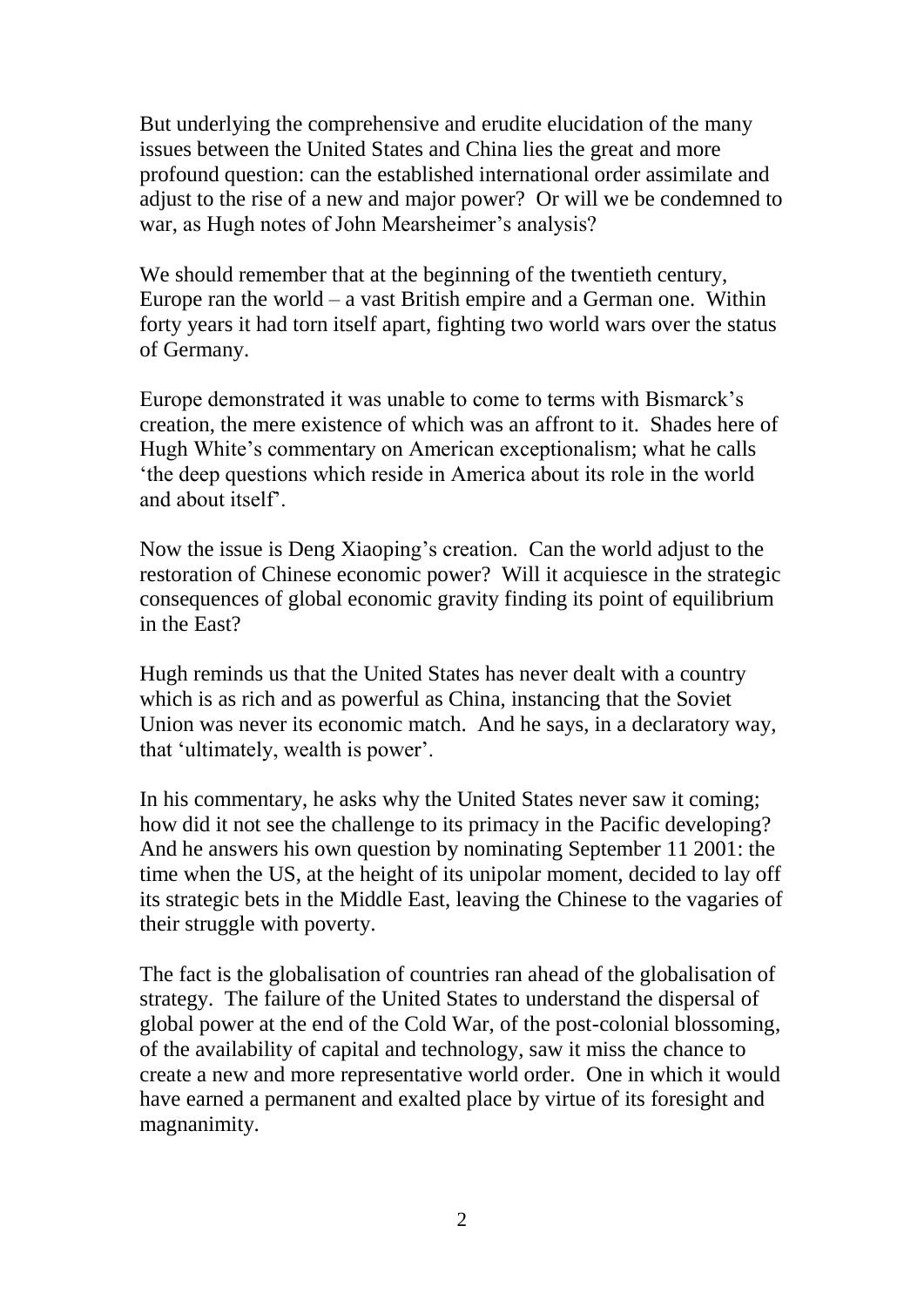But underlying the comprehensive and erudite elucidation of the many issues between the United States and China lies the great and more profound question: can the established international order assimilate and adjust to the rise of a new and major power? Or will we be condemned to war, as Hugh notes of John Mearsheimer's analysis?

We should remember that at the beginning of the twentieth century, Europe ran the world – a vast British empire and a German one. Within forty years it had torn itself apart, fighting two world wars over the status of Germany.

Europe demonstrated it was unable to come to terms with Bismarck's creation, the mere existence of which was an affront to it. Shades here of Hugh White's commentary on American exceptionalism; what he calls 'the deep questions which reside in America about its role in the world and about itself'.

Now the issue is Deng Xiaoping's creation. Can the world adjust to the restoration of Chinese economic power? Will it acquiesce in the strategic consequences of global economic gravity finding its point of equilibrium in the East?

Hugh reminds us that the United States has never dealt with a country which is as rich and as powerful as China, instancing that the Soviet Union was never its economic match. And he says, in a declaratory way, that 'ultimately, wealth is power'.

In his commentary, he asks why the United States never saw it coming; how did it not see the challenge to its primacy in the Pacific developing? And he answers his own question by nominating September 11 2001: the time when the US, at the height of its unipolar moment, decided to lay off its strategic bets in the Middle East, leaving the Chinese to the vagaries of their struggle with poverty.

The fact is the globalisation of countries ran ahead of the globalisation of strategy. The failure of the United States to understand the dispersal of global power at the end of the Cold War, of the post-colonial blossoming, of the availability of capital and technology, saw it miss the chance to create a new and more representative world order. One in which it would have earned a permanent and exalted place by virtue of its foresight and magnanimity.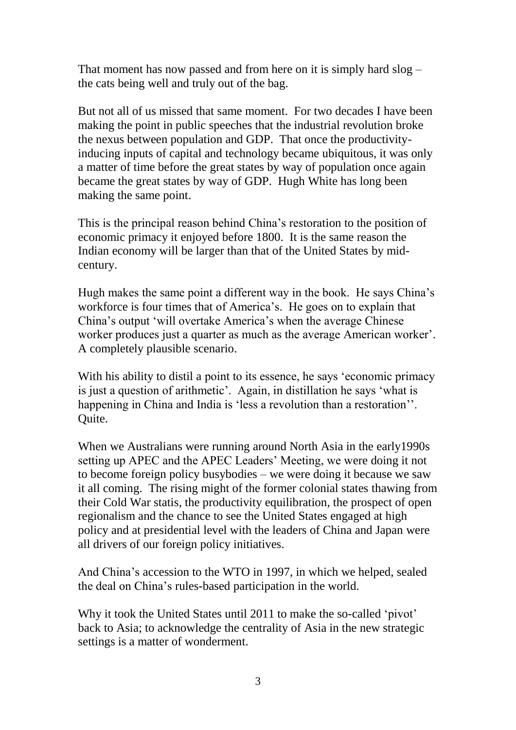That moment has now passed and from here on it is simply hard slog – the cats being well and truly out of the bag.

But not all of us missed that same moment. For two decades I have been making the point in public speeches that the industrial revolution broke the nexus between population and GDP. That once the productivity-inducing inputs of capital and technology became ubiquitous, it was only a matter of time before the great states by way of population once again became the great states by way of GDP. Hugh White has long been making the same point.

This is the principal reason behind China's restoration to the position of economic primacy it enjoyed before 1800. It is the same reason the Indian economy will be larger than that of the United States by mid-century.

Hugh makes the same point a different way in the book. He says China's workforce is four times that of America's. He goes on to explain that China's output 'will overtake America's when the average Chinese worker produces just a quarter as much as the average American worker'. A completely plausible scenario.

With his ability to distil a point to its essence, he says 'economic primacy is just a question of arithmetic'. Again, in distillation he says 'what is happening in China and India is 'less a revolution than a restoration''. Quite.

When we Australians were running around North Asia in the early1990s setting up APEC and the APEC Leaders' Meeting, we were doing it not to become foreign policy busybodies – we were doing it because we saw it all coming. The rising might of the former colonial states thawing from their Cold War statis, the productivity equilibration, the prospect of open regionalism and the chance to see the United States engaged at high policy and at presidential level with the leaders of China and Japan were all drivers of our foreign policy initiatives.

And China's accession to the WTO in 1997, in which we helped, sealed the deal on China's rules-based participation in the world.

Why it took the United States until 2011 to make the so-called 'pivot' back to Asia; to acknowledge the centrality of Asia in the new strategic settings is a matter of wonderment.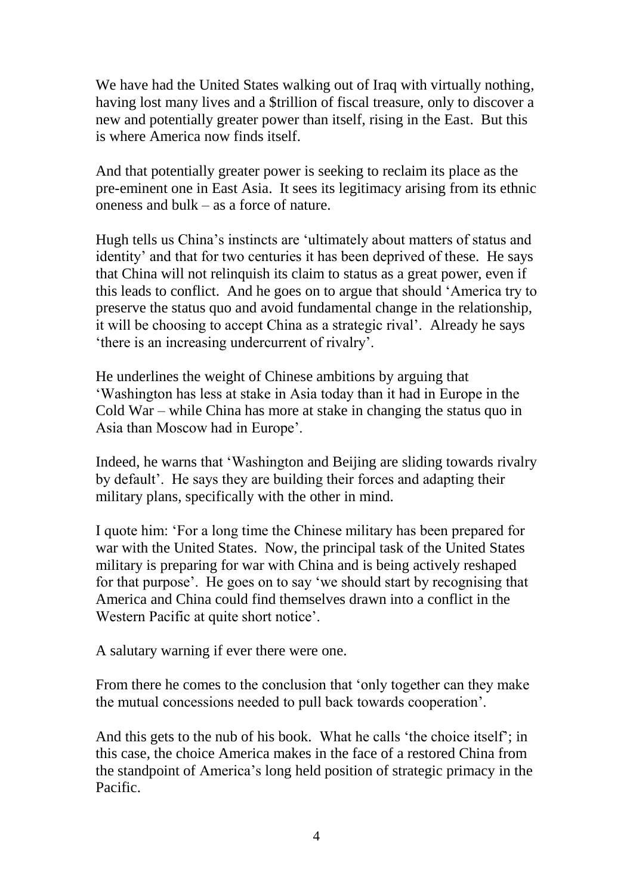We have had the United States walking out of Iraq with virtually nothing, having lost many lives and a $trillion of fiscal treasure, only to discover a new and potentially greater power than itself, rising in the East. But this is where America now finds itself.

And that potentially greater power is seeking to reclaim its place as the pre-eminent one in East Asia. It sees its legitimacy arising from its ethnic oneness and bulk – as a force of nature.

Hugh tells us China's instincts are 'ultimately about matters of status and identity' and that for two centuries it has been deprived of these. He says that China will not relinquish its claim to status as a great power, even if this leads to conflict. And he goes on to argue that should 'America try to preserve the status quo and avoid fundamental change in the relationship, it will be choosing to accept China as a strategic rival'. Already he says 'there is an increasing undercurrent of rivalry'.

He underlines the weight of Chinese ambitions by arguing that 'Washington has less at stake in Asia today than it had in Europe in the Cold War – while China has more at stake in changing the status quo in Asia than Moscow had in Europe'.

Indeed, he warns that 'Washington and Beijing are sliding towards rivalry by default'. He says they are building their forces and adapting their military plans, specifically with the other in mind.

I quote him: 'For a long time the Chinese military has been prepared for war with the United States. Now, the principal task of the United States military is preparing for war with China and is being actively reshaped for that purpose'. He goes on to say 'we should start by recognising that America and China could find themselves drawn into a conflict in the Western Pacific at quite short notice'.

A salutary warning if ever there were one.

From there he comes to the conclusion that 'only together can they make the mutual concessions needed to pull back towards cooperation'.

And this gets to the nub of his book. What he calls 'the choice itself'; in this case, the choice America makes in the face of a restored China from the standpoint of America's long held position of strategic primacy in the Pacific.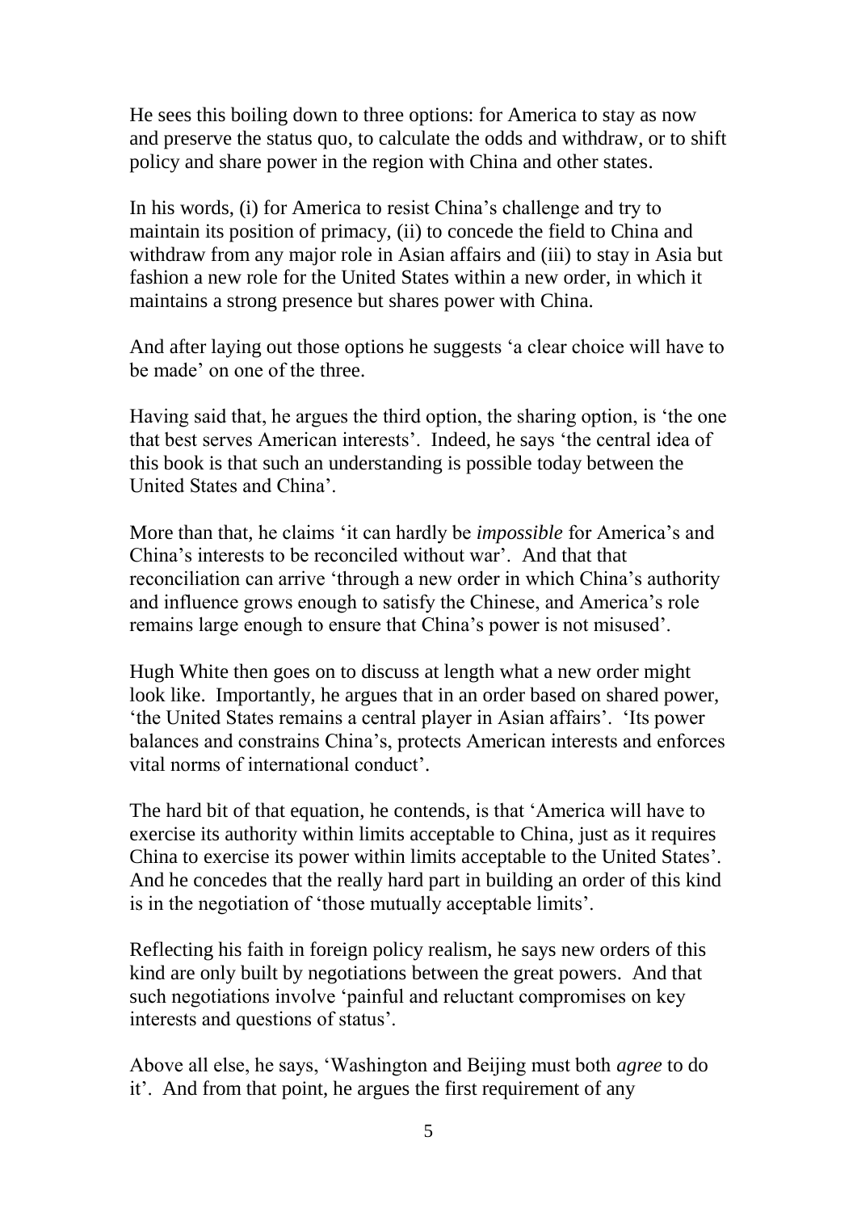He sees this boiling down to three options: for America to stay as now and preserve the status quo, to calculate the odds and withdraw, or to shift policy and share power in the region with China and other states.

In his words, (i) for America to resist China's challenge and try to maintain its position of primacy, (ii) to concede the field to China and withdraw from any major role in Asian affairs and (iii) to stay in Asia but fashion a new role for the United States within a new order, in which it maintains a strong presence but shares power with China.

And after laying out those options he suggests 'a clear choice will have to be made' on one of the three.

Having said that, he argues the third option, the sharing option, is 'the one that best serves American interests'. Indeed, he says 'the central idea of this book is that such an understanding is possible today between the United States and China'.

More than that, he claims 'it can hardly be *impossible* for America's and China's interests to be reconciled without war'. And that that reconciliation can arrive 'through a new order in which China's authority and influence grows enough to satisfy the Chinese, and America's role remains large enough to ensure that China's power is not misused'.

Hugh White then goes on to discuss at length what a new order might look like. Importantly, he argues that in an order based on shared power, 'the United States remains a central player in Asian affairs'. 'Its power balances and constrains China's, protects American interests and enforces vital norms of international conduct'.

The hard bit of that equation, he contends, is that 'America will have to exercise its authority within limits acceptable to China, just as it requires China to exercise its power within limits acceptable to the United States'. And he concedes that the really hard part in building an order of this kind is in the negotiation of 'those mutually acceptable limits'.

Reflecting his faith in foreign policy realism, he says new orders of this kind are only built by negotiations between the great powers. And that such negotiations involve 'painful and reluctant compromises on key interests and questions of status'.

Above all else, he says, 'Washington and Beijing must both *agree* to do it'. And from that point, he argues the first requirement of any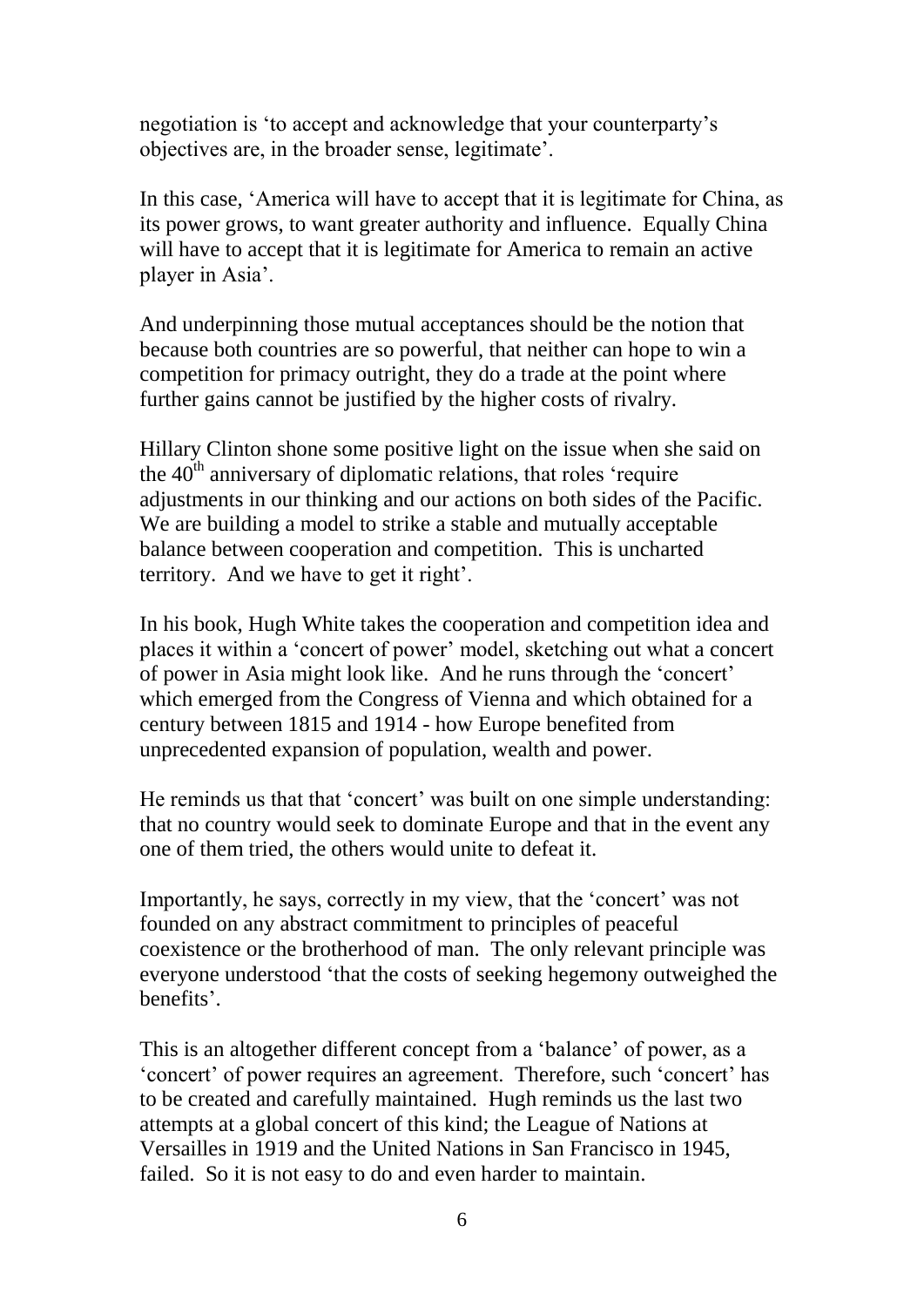negotiation is 'to accept and acknowledge that your counterparty's objectives are, in the broader sense, legitimate'.

In this case, 'America will have to accept that it is legitimate for China, as its power grows, to want greater authority and influence. Equally China will have to accept that it is legitimate for America to remain an active player in Asia'.

And underpinning those mutual acceptances should be the notion that because both countries are so powerful, that neither can hope to win a competition for primacy outright, they do a trade at the point where further gains cannot be justified by the higher costs of rivalry.

Hillary Clinton shone some positive light on the issue when she said on the 40th anniversary of diplomatic relations, that roles 'require adjustments in our thinking and our actions on both sides of the Pacific. We are building a model to strike a stable and mutually acceptable balance between cooperation and competition. This is uncharted territory. And we have to get it right'.

In his book, Hugh White takes the cooperation and competition idea and places it within a 'concert of power' model, sketching out what a concert of power in Asia might look like. And he runs through the 'concert' which emerged from the Congress of Vienna and which obtained for a century between 1815 and 1914 - how Europe benefited from unprecedented expansion of population, wealth and power.

He reminds us that that 'concert' was built on one simple understanding: that no country would seek to dominate Europe and that in the event any one of them tried, the others would unite to defeat it.

Importantly, he says, correctly in my view, that the 'concert' was not founded on any abstract commitment to principles of peaceful coexistence or the brotherhood of man. The only relevant principle was everyone understood 'that the costs of seeking hegemony outweighed the benefits'.

This is an altogether different concept from a 'balance' of power, as a 'concert' of power requires an agreement. Therefore, such 'concert' has to be created and carefully maintained. Hugh reminds us the last two attempts at a global concert of this kind; the League of Nations at Versailles in 1919 and the United Nations in San Francisco in 1945, failed. So it is not easy to do and even harder to maintain.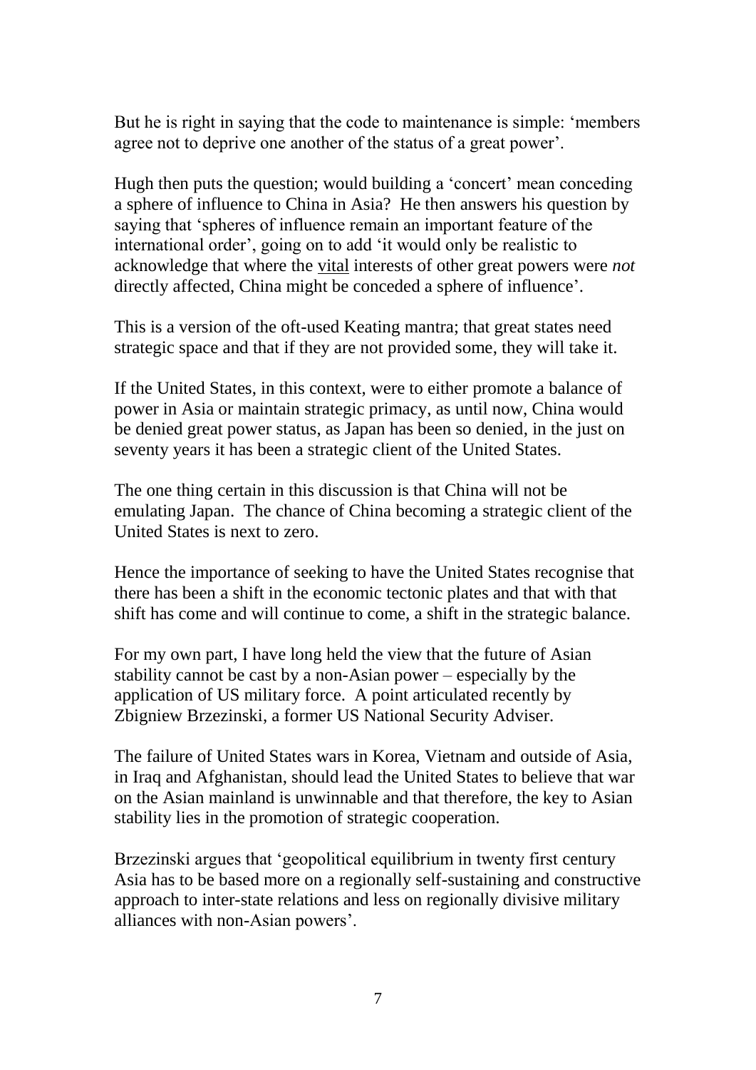But he is right in saying that the code to maintenance is simple: 'members agree not to deprive one another of the status of a great power'.

Hugh then puts the question; would building a 'concert' mean conceding a sphere of influence to China in Asia? He then answers his question by saying that 'spheres of influence remain an important feature of the international order', going on to add 'it would only be realistic to acknowledge that where the <u>vital</u> interests of other great powers were *not* directly affected, China might be conceded a sphere of influence'.

This is a version of the oft-used Keating mantra; that great states need strategic space and that if they are not provided some, they will take it.

If the United States, in this context, were to either promote a balance of power in Asia or maintain strategic primacy, as until now, China would be denied great power status, as Japan has been so denied, in the just on seventy years it has been a strategic client of the United States.

The one thing certain in this discussion is that China will not be emulating Japan. The chance of China becoming a strategic client of the United States is next to zero.

Hence the importance of seeking to have the United States recognise that there has been a shift in the economic tectonic plates and that with that shift has come and will continue to come, a shift in the strategic balance.

For my own part, I have long held the view that the future of Asian stability cannot be cast by a non-Asian power – especially by the application of US military force. A point articulated recently by Zbigniew Brzezinski, a former US National Security Adviser.

The failure of United States wars in Korea, Vietnam and outside of Asia, in Iraq and Afghanistan, should lead the United States to believe that war on the Asian mainland is unwinnable and that therefore, the key to Asian stability lies in the promotion of strategic cooperation.

Brzezinski argues that 'geopolitical equilibrium in twenty first century Asia has to be based more on a regionally self-sustaining and constructive approach to inter-state relations and less on regionally divisive military alliances with non-Asian powers'.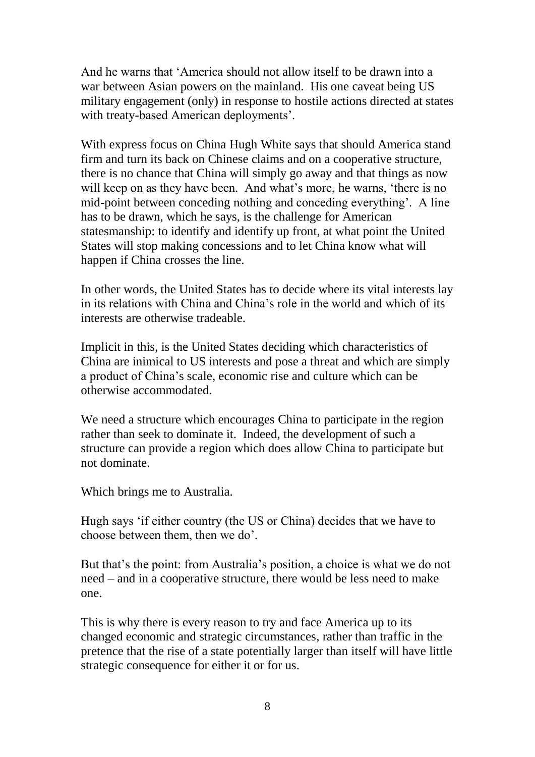And he warns that 'America should not allow itself to be drawn into a war between Asian powers on the mainland. His one caveat being US military engagement (only) in response to hostile actions directed at states with treaty-based American deployments'.

With express focus on China Hugh White says that should America stand firm and turn its back on Chinese claims and on a cooperative structure, there is no chance that China will simply go away and that things as now will keep on as they have been. And what's more, he warns, 'there is no mid-point between conceding nothing and conceding everything'. A line has to be drawn, which he says, is the challenge for American statesmanship: to identify and identify up front, at what point the United States will stop making concessions and to let China know what will happen if China crosses the line.

In other words, the United States has to decide where its <u>vital</u> interests lay in its relations with China and China's role in the world and which of its interests are otherwise tradeable.

Implicit in this, is the United States deciding which characteristics of China are inimical to US interests and pose a threat and which are simply a product of China's scale, economic rise and culture which can be otherwise accommodated.

We need a structure which encourages China to participate in the region rather than seek to dominate it. Indeed, the development of such a structure can provide a region which does allow China to participate but not dominate.

Which brings me to Australia.

Hugh says 'if either country (the US or China) decides that we have to choose between them, then we do'.

But that's the point: from Australia's position, a choice is what we do not need – and in a cooperative structure, there would be less need to make one.

This is why there is every reason to try and face America up to its changed economic and strategic circumstances, rather than traffic in the pretence that the rise of a state potentially larger than itself will have little strategic consequence for either it or for us.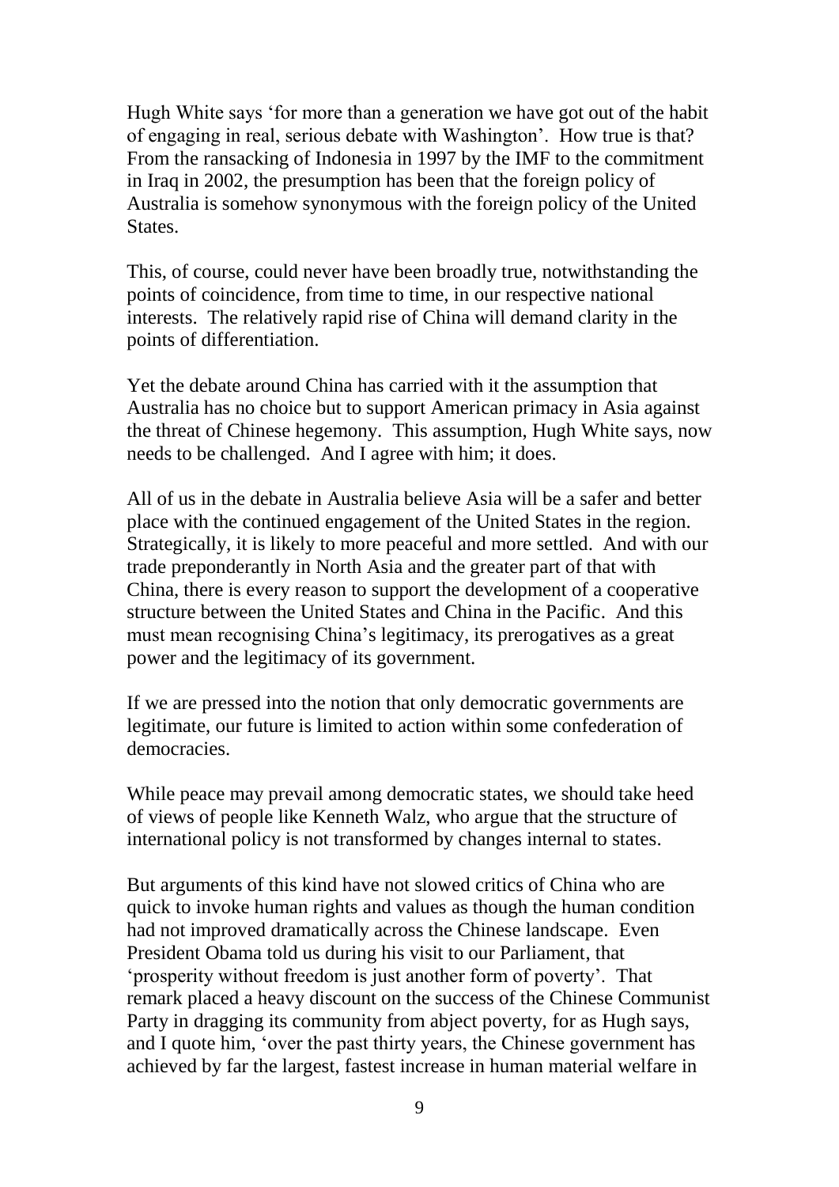Hugh White says 'for more than a generation we have got out of the habit of engaging in real, serious debate with Washington'. How true is that? From the ransacking of Indonesia in 1997 by the IMF to the commitment in Iraq in 2002, the presumption has been that the foreign policy of Australia is somehow synonymous with the foreign policy of the United States.

This, of course, could never have been broadly true, notwithstanding the points of coincidence, from time to time, in our respective national interests. The relatively rapid rise of China will demand clarity in the points of differentiation.

Yet the debate around China has carried with it the assumption that Australia has no choice but to support American primacy in Asia against the threat of Chinese hegemony. This assumption, Hugh White says, now needs to be challenged. And I agree with him; it does.

All of us in the debate in Australia believe Asia will be a safer and better place with the continued engagement of the United States in the region. Strategically, it is likely to more peaceful and more settled. And with our trade preponderantly in North Asia and the greater part of that with China, there is every reason to support the development of a cooperative structure between the United States and China in the Pacific. And this must mean recognising China's legitimacy, its prerogatives as a great power and the legitimacy of its government.

If we are pressed into the notion that only democratic governments are legitimate, our future is limited to action within some confederation of democracies.

While peace may prevail among democratic states, we should take heed of views of people like Kenneth Walz, who argue that the structure of international policy is not transformed by changes internal to states.

But arguments of this kind have not slowed critics of China who are quick to invoke human rights and values as though the human condition had not improved dramatically across the Chinese landscape. Even President Obama told us during his visit to our Parliament, that 'prosperity without freedom is just another form of poverty'. That remark placed a heavy discount on the success of the Chinese Communist Party in dragging its community from abject poverty, for as Hugh says, and I quote him, 'over the past thirty years, the Chinese government has achieved by far the largest, fastest increase in human material welfare in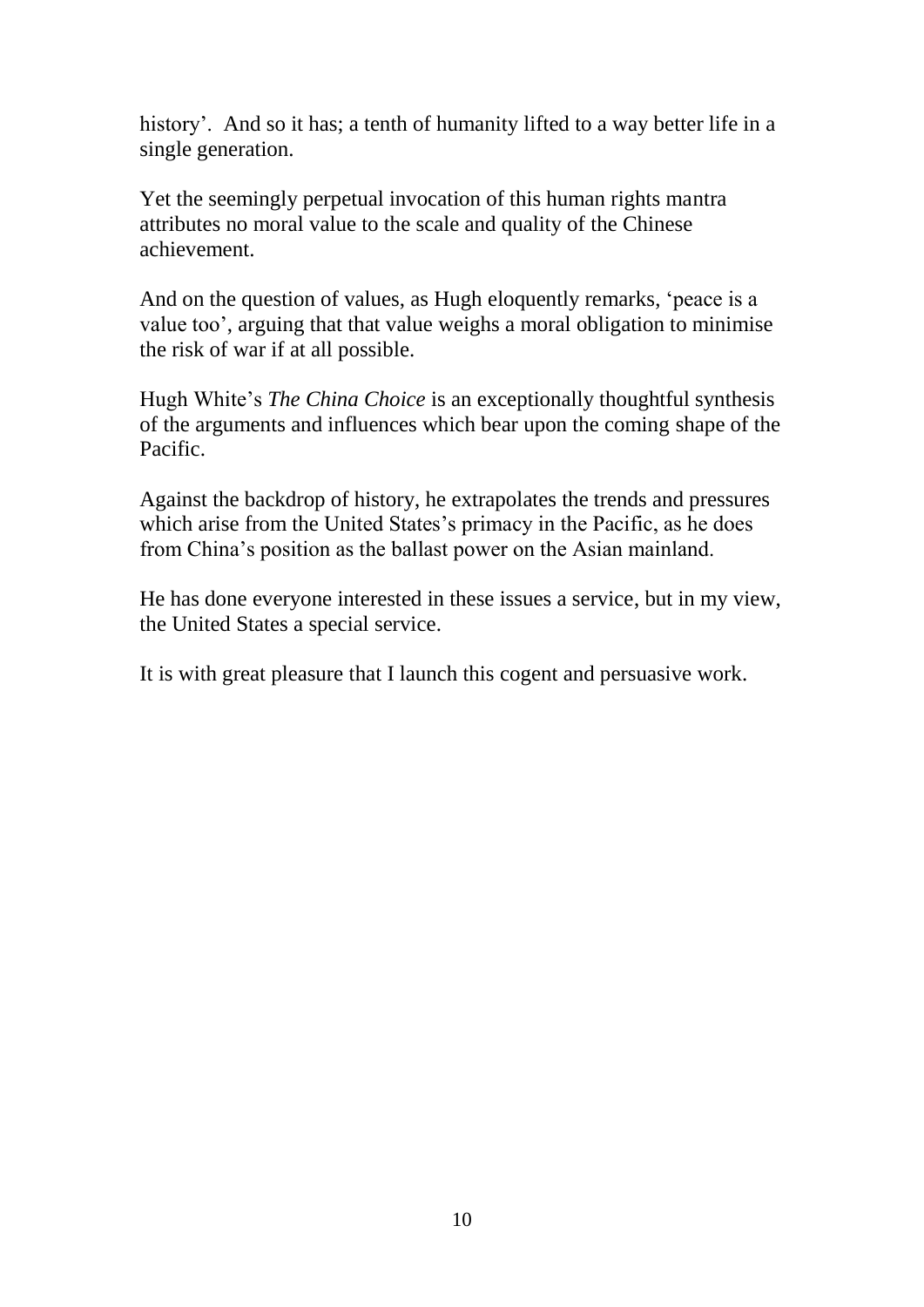history'. And so it has; a tenth of humanity lifted to a way better life in a single generation.

Yet the seemingly perpetual invocation of this human rights mantra attributes no moral value to the scale and quality of the Chinese achievement.

And on the question of values, as Hugh eloquently remarks, 'peace is a value too', arguing that that value weighs a moral obligation to minimise the risk of war if at all possible.

Hugh White's *The China Choice* is an exceptionally thoughtful synthesis of the arguments and influences which bear upon the coming shape of the Pacific.

Against the backdrop of history, he extrapolates the trends and pressures which arise from the United States's primacy in the Pacific, as he does from China's position as the ballast power on the Asian mainland.

He has done everyone interested in these issues a service, but in my view, the United States a special service.

It is with great pleasure that I launch this cogent and persuasive work.